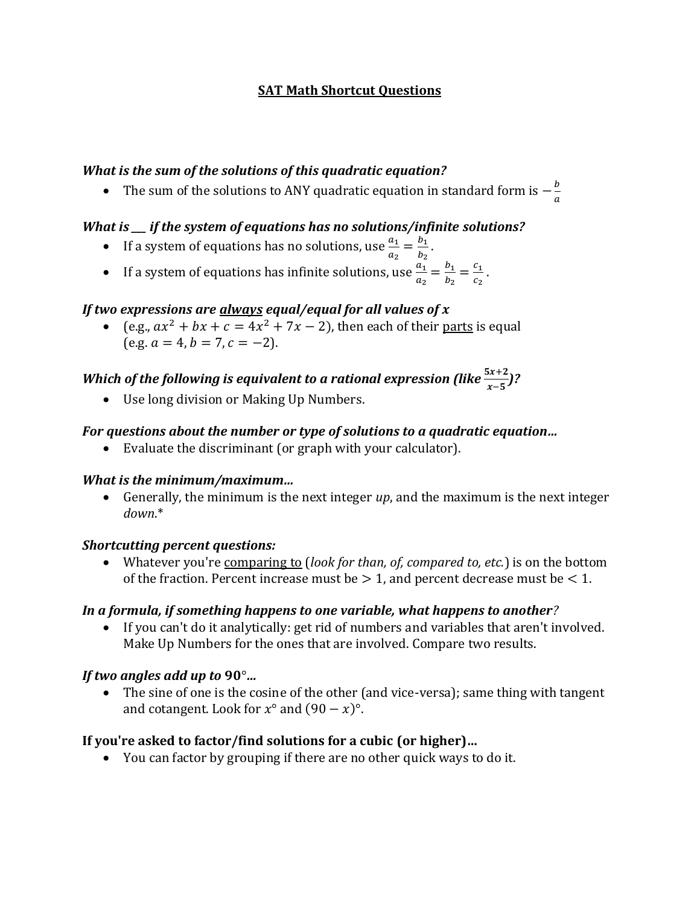# SAT Math Shortcut Questions

***What is the sum of the solutions of this quadratic equation?***

- The sum of the solutions to ANY quadratic equation in standard form is $-\frac{b}{a}$

***What is ___ if the system of equations has no solutions/infinite solutions?***

- If a system of equations has no solutions, use $\frac{a_1}{a_2} = \frac{b_1}{b_2}$.
- If a system of equations has infinite solutions, use $\frac{a_1}{a_2} = \frac{b_1}{b_2} = \frac{c_1}{c_2}$.

***If two expressions are <u>always</u> equal/equal for all values of $x$***

- (e.g., $ax^2 + bx + c = 4x^2 + 7x - 2$), then each of their <u>parts</u> is equal (e.g. $a = 4, b = 7, c = -2$).

***Which of the following is equivalent to a rational expression (like $\frac{5x+2}{x-5}$)?***

- Use long division or Making Up Numbers.

***For questions about the number or type of solutions to a quadratic equation...***

- Evaluate the discriminant (or graph with your calculator).

***What is the minimum/maximum...***

- Generally, the minimum is the next integer *up*, and the maximum is the next integer *down*.*

***Shortcutting percent questions:***

- Whatever you're <u>comparing to</u> (*look for than, of, compared to, etc.*) is on the bottom of the fraction. Percent increase must be $> 1$, and percent decrease must be $< 1$.

***In a formula, if something happens to one variable, what happens to another?***

- If you can't do it analytically: get rid of numbers and variables that aren't involved. Make Up Numbers for the ones that are involved. Compare two results.

***If two angles add up to $90°$...***

- The sine of one is the cosine of the other (and vice-versa); same thing with tangent and cotangent. Look for $x°$ and $(90 - x)°$.

**If you're asked to factor/find solutions for a cubic (or higher)...**

- You can factor by grouping if there are no other quick ways to do it.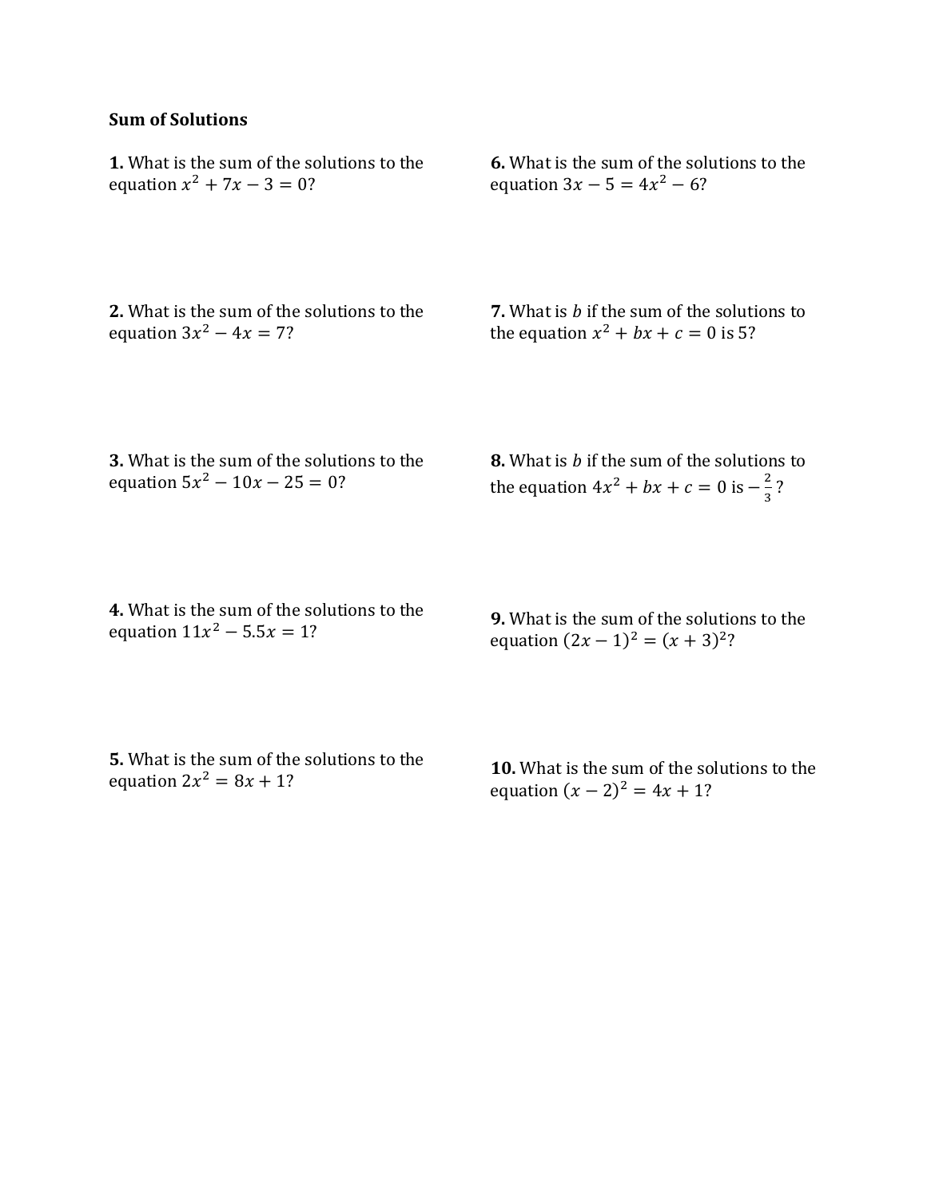**Sum of Solutions**

**1.** What is the sum of the solutions to the equation $x^2 + 7x - 3 = 0$?

**2.** What is the sum of the solutions to the equation $3x^2 - 4x = 7$?

**3.** What is the sum of the solutions to the equation $5x^2 - 10x - 25 = 0$?

**4.** What is the sum of the solutions to the equation $11x^2 - 5.5x = 1$?

**5.** What is the sum of the solutions to the equation $2x^2 = 8x + 1$?

**6.** What is the sum of the solutions to the equation $3x - 5 = 4x^2 - 6$?

**7.** What is $b$ if the sum of the solutions to the equation $x^2 + bx + c = 0$ is 5?

**8.** What is $b$ if the sum of the solutions to the equation $4x^2 + bx + c = 0$ is $-\frac{2}{3}$?

**9.** What is the sum of the solutions to the equation $(2x - 1)^2 = (x + 3)^2$?

**10.** What is the sum of the solutions to the equation $(x - 2)^2 = 4x + 1$?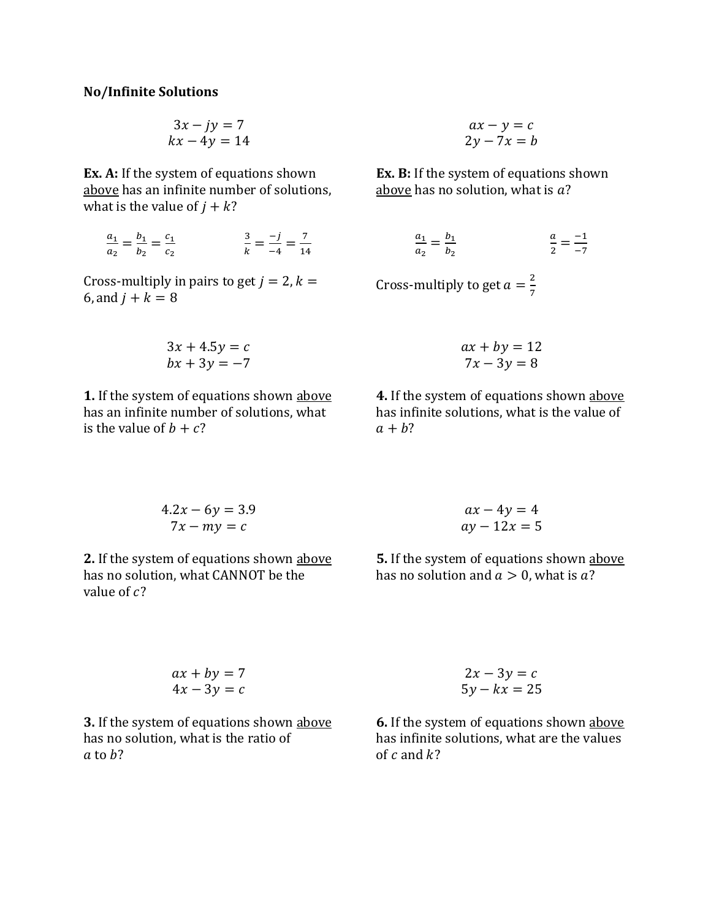**No/Infinite Solutions**

$$3x - jy = 7$$
$$kx - 4y = 14$$

**Ex. A:** If the system of equations shown above has an infinite number of solutions, what is the value of $j + k$?

$$\frac{a_1}{a_2} = \frac{b_1}{b_2} = \frac{c_1}{c_2} \qquad \frac{3}{k} = \frac{-j}{-4} = \frac{7}{14}$$

Cross-multiply in pairs to get $j = 2, k = 6$, and $j + k = 8$

$$ax - y = c$$
$$2y - 7x = b$$

**Ex. B:** If the system of equations shown above has no solution, what is $a$?

$$\frac{a_1}{a_2} = \frac{b_1}{b_2} \qquad \frac{a}{2} = \frac{-1}{-7}$$

Cross-multiply to get $a = \frac{2}{7}$

$$3x + 4.5y = c$$
$$bx + 3y = -7$$

**1.** If the system of equations shown above has an infinite number of solutions, what is the value of $b + c$?

$$4.2x - 6y = 3.9$$
$$7x - my = c$$

**2.** If the system of equations shown above has no solution, what CANNOT be the value of $c$?

$$ax + by = 7$$
$$4x - 3y = c$$

**3.** If the system of equations shown above has no solution, what is the ratio of $a$ to $b$?

$$ax + by = 12$$
$$7x - 3y = 8$$

**4.** If the system of equations shown above has infinite solutions, what is the value of $a + b$?

$$ax - 4y = 4$$
$$ay - 12x = 5$$

**5.** If the system of equations shown above has no solution and $a > 0$, what is $a$?

$$2x - 3y = c$$
$$5y - kx = 25$$

**6.** If the system of equations shown above has infinite solutions, what are the values of $c$ and $k$?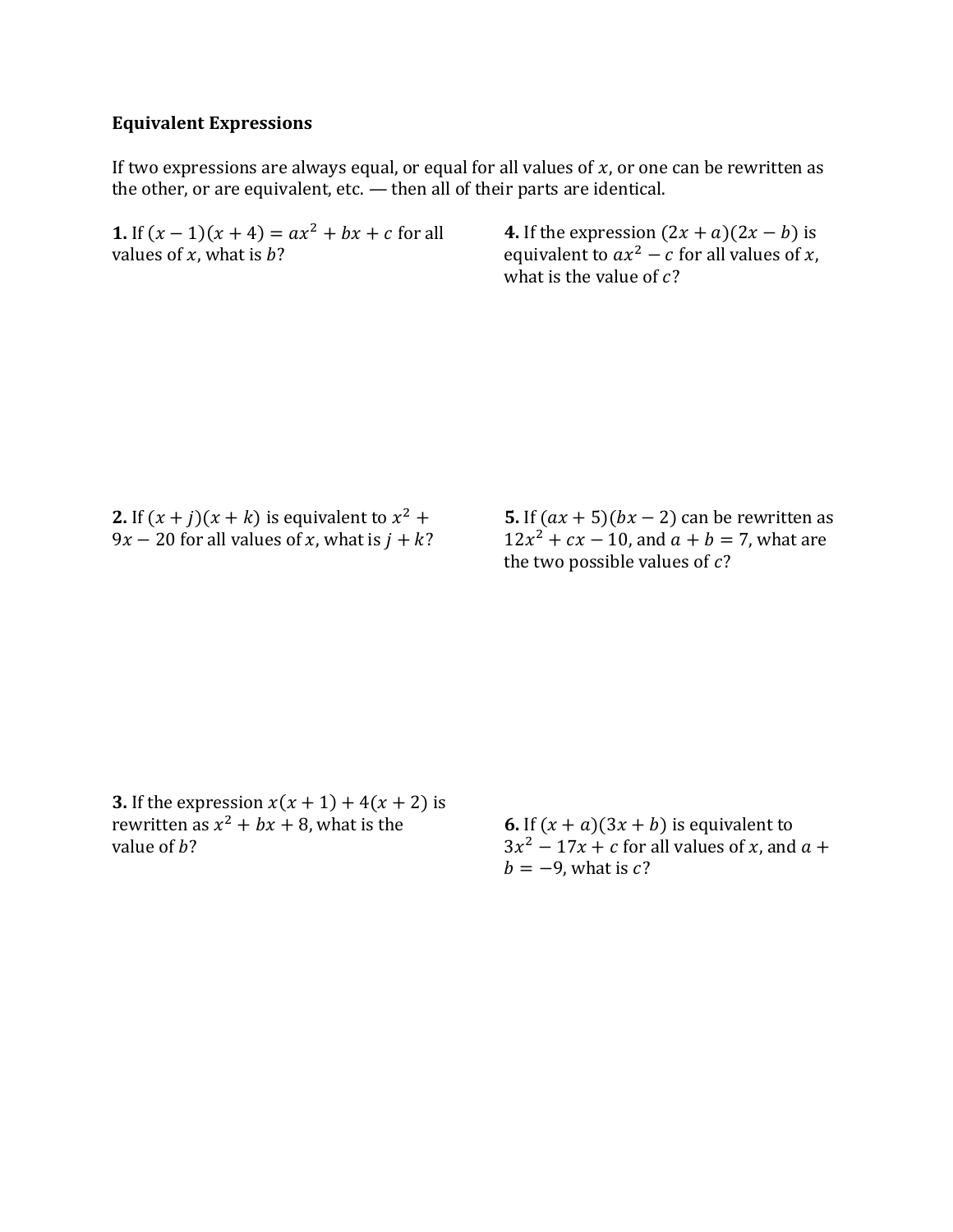**Equivalent Expressions**

If two expressions are always equal, or equal for all values of $x$, or one can be rewritten as the other, or are equivalent, etc. — then all of their parts are identical.

**1.** If $(x-1)(x+4) = ax^2 + bx + c$ for all values of $x$, what is $b$?

**2.** If $(x+j)(x+k)$ is equivalent to $x^2 + 9x - 20$ for all values of $x$, what is $j + k$?

**3.** If the expression $x(x+1) + 4(x+2)$ is rewritten as $x^2 + bx + 8$, what is the value of $b$?

**4.** If the expression $(2x+a)(2x-b)$ is equivalent to $ax^2 - c$ for all values of $x$, what is the value of $c$?

**5.** If $(ax+5)(bx-2)$ can be rewritten as $12x^2 + cx - 10$, and $a + b = 7$, what are the two possible values of $c$?

**6.** If $(x+a)(3x+b)$ is equivalent to $3x^2 - 17x + c$ for all values of $x$, and $a + b = -9$, what is $c$?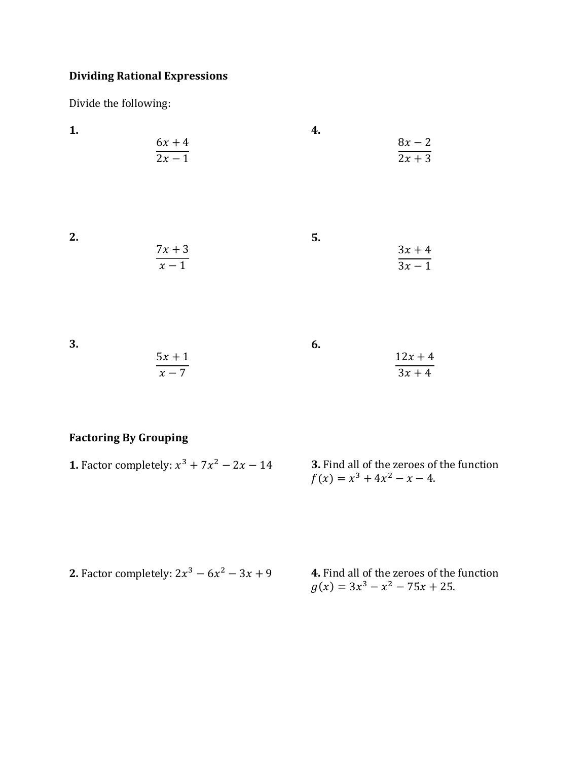**Dividing Rational Expressions**

Divide the following:

**1.**

$$\frac{6x+4}{2x-1}$$

**2.**

$$\frac{7x+3}{x-1}$$

**3.**

$$\frac{5x+1}{x-7}$$

**4.**

$$\frac{8x-2}{2x+3}$$

**5.**

$$\frac{3x+4}{3x-1}$$

**6.**

$$\frac{12x+4}{3x+4}$$

**Factoring By Grouping**

**1.** Factor completely: $x^3 + 7x^2 - 2x - 14$

**2.** Factor completely: $2x^3 - 6x^2 - 3x + 9$

**3.** Find all of the zeroes of the function $f(x) = x^3 + 4x^2 - x - 4$.

**4.** Find all of the zeroes of the function $g(x) = 3x^3 - x^2 - 75x + 25$.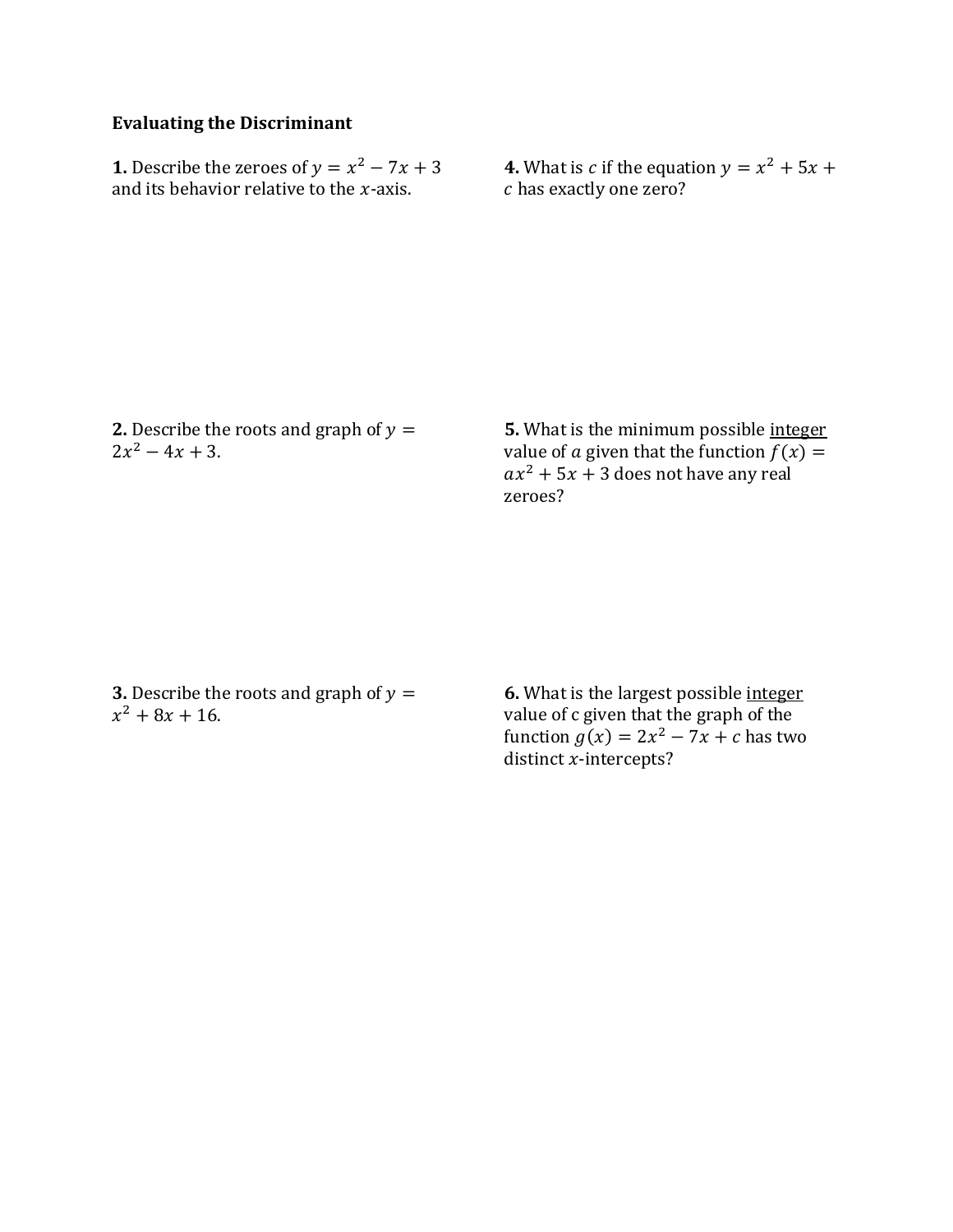**Evaluating the Discriminant**

**1.** Describe the zeroes of $y = x^2 - 7x + 3$ and its behavior relative to the $x$-axis.

**2.** Describe the roots and graph of $y = 2x^2 - 4x + 3$.

**3.** Describe the roots and graph of $y = x^2 + 8x + 16$.

**4.** What is $c$ if the equation $y = x^2 + 5x + c$ has exactly one zero?

**5.** What is the minimum possible <u>integer</u> value of $a$ given that the function $f(x) = ax^2 + 5x + 3$ does not have any real zeroes?

**6.** What is the largest possible <u>integer</u> value of c given that the graph of the function $g(x) = 2x^2 - 7x + c$ has two distinct $x$-intercepts?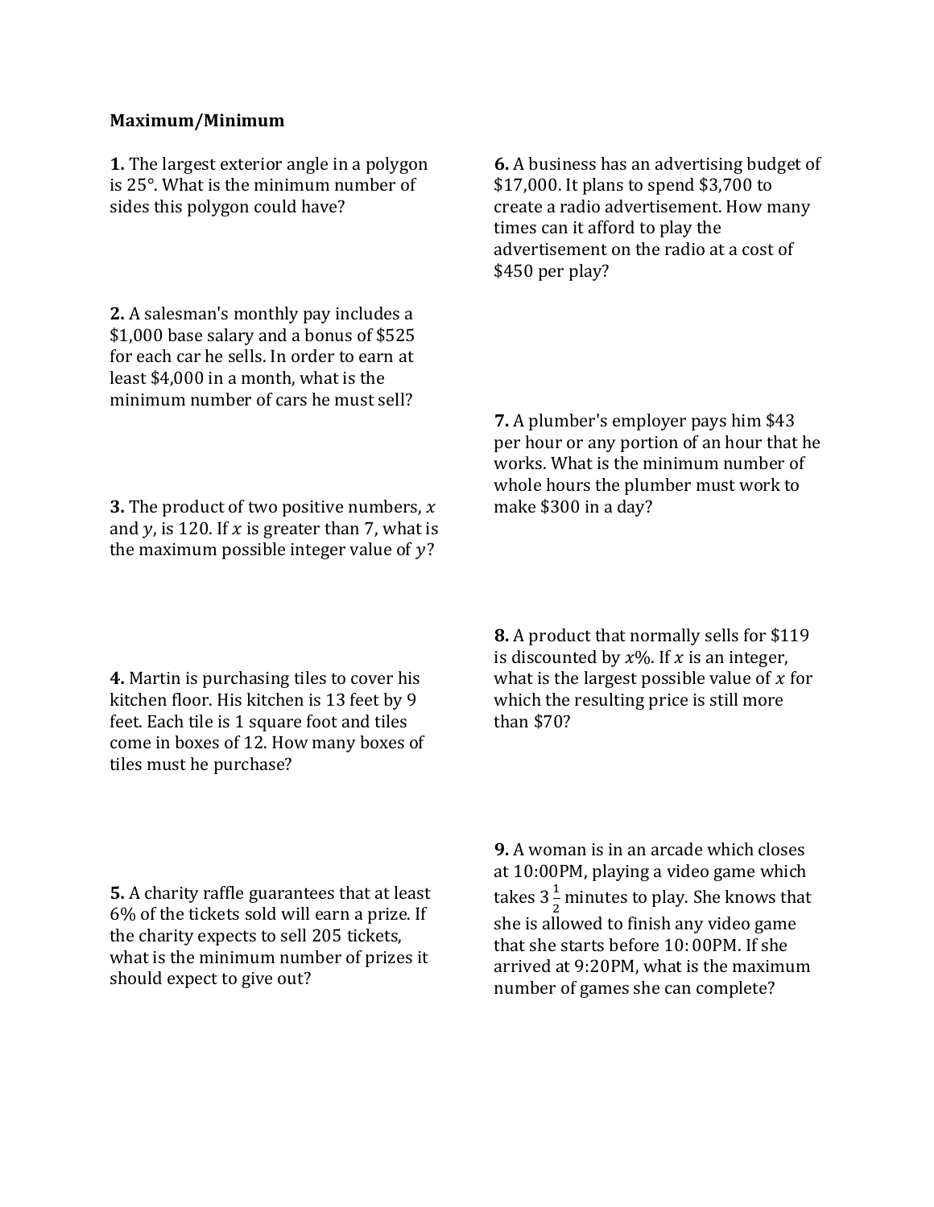**Maximum/Minimum**

**1.** The largest exterior angle in a polygon is 25°. What is the minimum number of sides this polygon could have?

**2.** A salesman's monthly pay includes a \$1,000 base salary and a bonus of \$525 for each car he sells. In order to earn at least \$4,000 in a month, what is the minimum number of cars he must sell?

**3.** The product of two positive numbers, $x$ and $y$, is 120. If $x$ is greater than 7, what is the maximum possible integer value of $y$?

**4.** Martin is purchasing tiles to cover his kitchen floor. His kitchen is 13 feet by 9 feet. Each tile is 1 square foot and tiles come in boxes of 12. How many boxes of tiles must he purchase?

**5.** A charity raffle guarantees that at least 6% of the tickets sold will earn a prize. If the charity expects to sell 205 tickets, what is the minimum number of prizes it should expect to give out?

**6.** A business has an advertising budget of \$17,000. It plans to spend \$3,700 to create a radio advertisement. How many times can it afford to play the advertisement on the radio at a cost of \$450 per play?

**7.** A plumber's employer pays him \$43 per hour or any portion of an hour that he works. What is the minimum number of whole hours the plumber must work to make \$300 in a day?

**8.** A product that normally sells for \$119 is discounted by $x$%. If $x$ is an integer, what is the largest possible value of $x$ for which the resulting price is still more than \$70?

**9.** A woman is in an arcade which closes at 10:00PM, playing a video game which takes $3\frac{1}{2}$ minutes to play. She knows that she is allowed to finish any video game that she starts before 10:00PM. If she arrived at 9:20PM, what is the maximum number of games she can complete?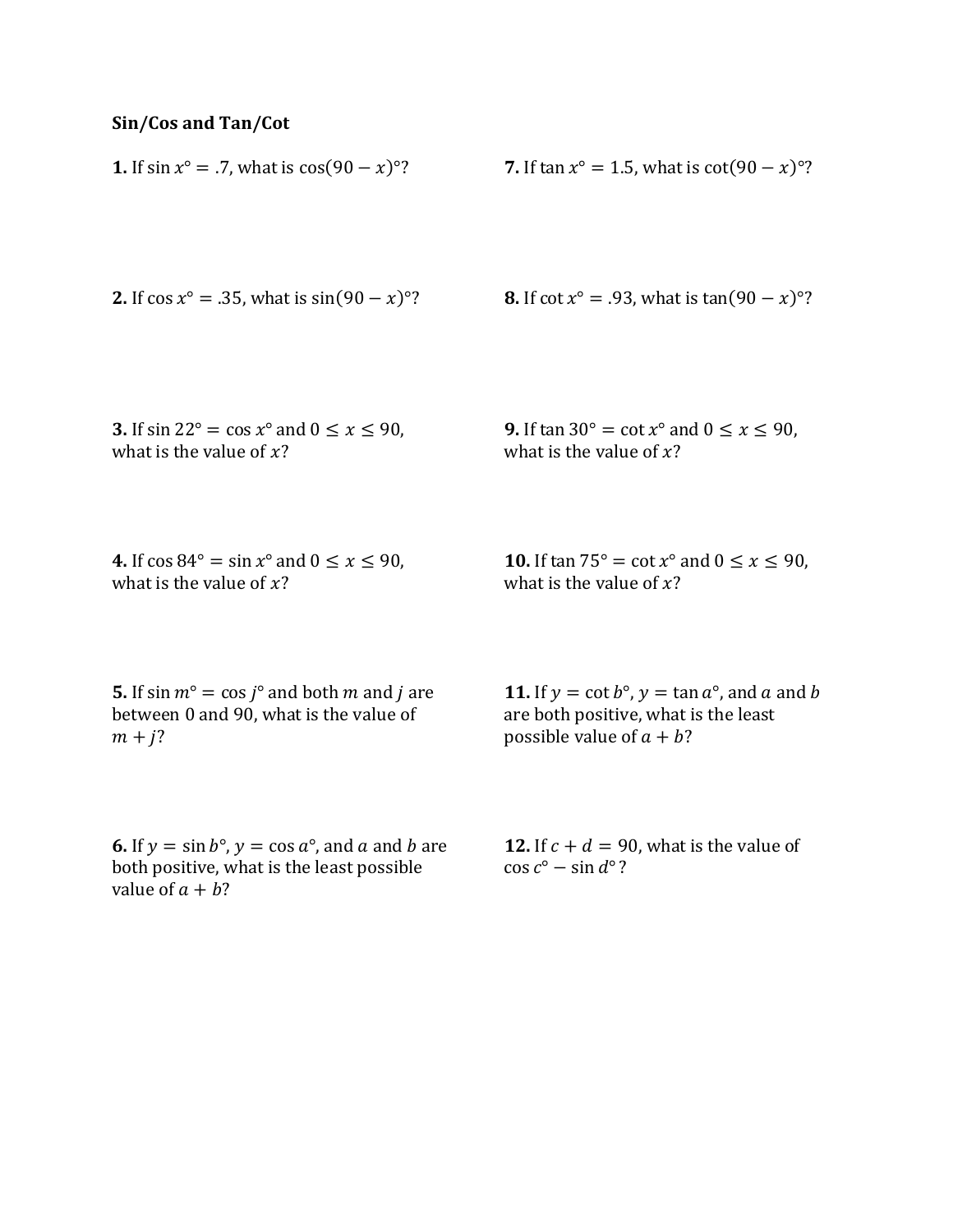**Sin/Cos and Tan/Cot**

**1.** If $\sin x° = .7$, what is $\cos(90 - x)°$?

**2.** If $\cos x° = .35$, what is $\sin(90 - x)°$?

**3.** If $\sin 22° = \cos x°$ and $0 \leq x \leq 90$, what is the value of $x$?

**4.** If $\cos 84° = \sin x°$ and $0 \leq x \leq 90$, what is the value of $x$?

**5.** If $\sin m° = \cos j°$ and both $m$ and $j$ are between 0 and 90, what is the value of $m + j$?

**6.** If $y = \sin b°$, $y = \cos a°$, and $a$ and $b$ are both positive, what is the least possible value of $a + b$?

**7.** If $\tan x° = 1.5$, what is $\cot(90 - x)°$?

**8.** If $\cot x° = .93$, what is $\tan(90 - x)°$?

**9.** If $\tan 30° = \cot x°$ and $0 \leq x \leq 90$, what is the value of $x$?

**10.** If $\tan 75° = \cot x°$ and $0 \leq x \leq 90$, what is the value of $x$?

**11.** If $y = \cot b°$, $y = \tan a°$, and $a$ and $b$ are both positive, what is the least possible value of $a + b$?

**12.** If $c + d = 90$, what is the value of $\cos c° - \sin d°$?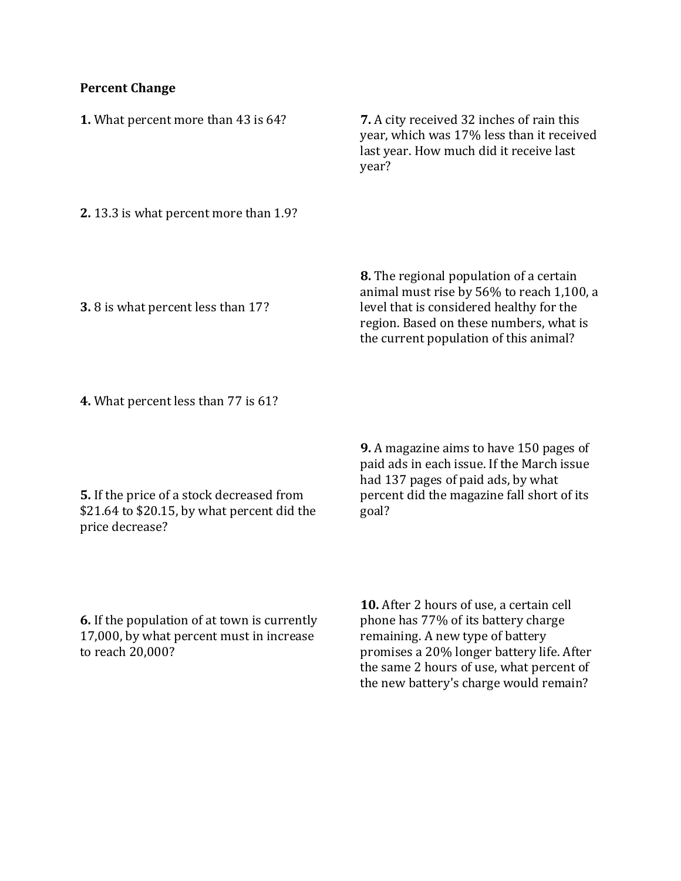**Percent Change**

**1.** What percent more than 43 is 64?

**2.** 13.3 is what percent more than 1.9?

**3.** 8 is what percent less than 17?

**4.** What percent less than 77 is 61?

**5.** If the price of a stock decreased from \$21.64 to \$20.15, by what percent did the price decrease?

**6.** If the population of at town is currently 17,000, by what percent must in increase to reach 20,000?

**7.** A city received 32 inches of rain this year, which was 17% less than it received last year. How much did it receive last year?

**8.** The regional population of a certain animal must rise by 56% to reach 1,100, a level that is considered healthy for the region. Based on these numbers, what is the current population of this animal?

**9.** A magazine aims to have 150 pages of paid ads in each issue. If the March issue had 137 pages of paid ads, by what percent did the magazine fall short of its goal?

**10.** After 2 hours of use, a certain cell phone has 77% of its battery charge remaining. A new type of battery promises a 20% longer battery life. After the same 2 hours of use, what percent of the new battery's charge would remain?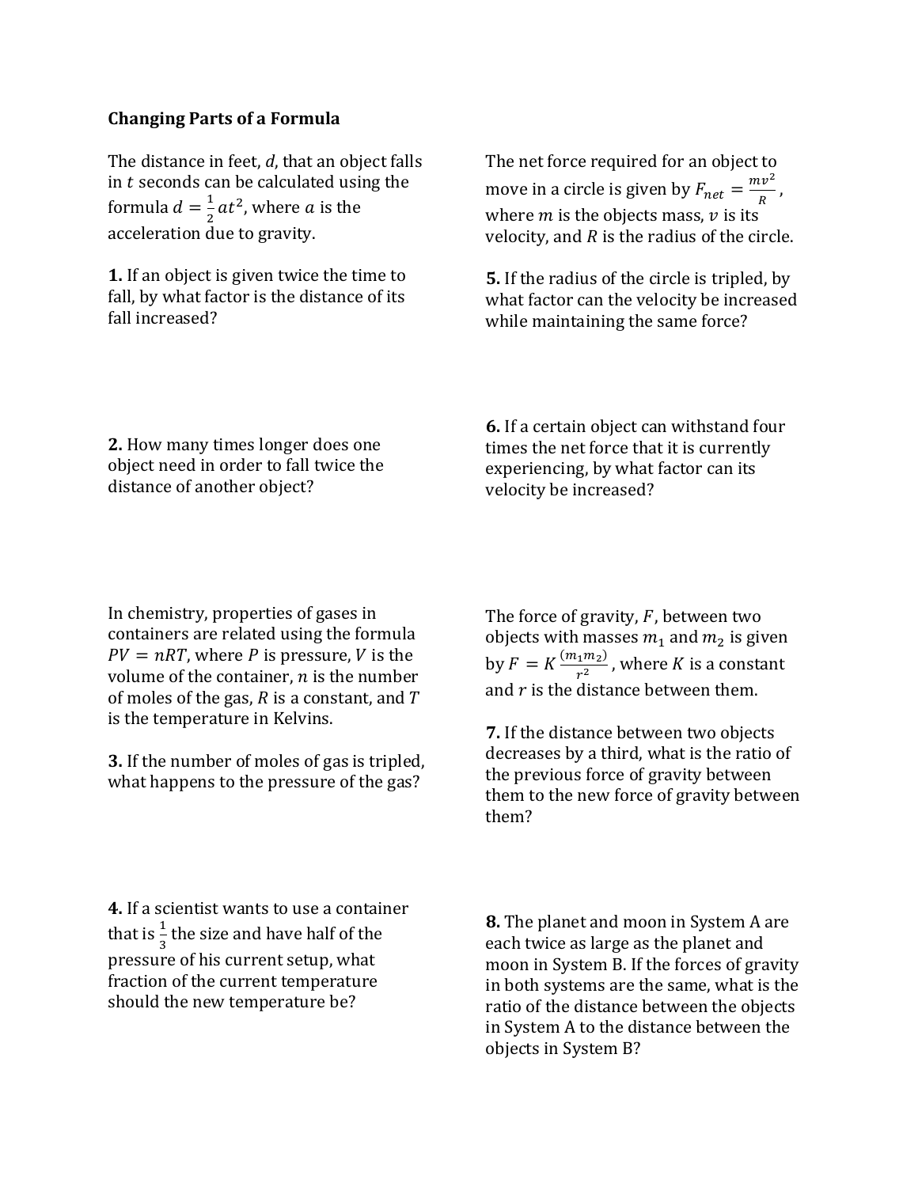## Changing Parts of a Formula

The distance in feet, $d$, that an object falls in $t$ seconds can be calculated using the formula $d = \frac{1}{2}at^2$, where $a$ is the acceleration due to gravity.

**1.** If an object is given twice the time to fall, by what factor is the distance of its fall increased?

**2.** How many times longer does one object need in order to fall twice the distance of another object?

In chemistry, properties of gases in containers are related using the formula $PV = nRT$, where $P$ is pressure, $V$ is the volume of the container, $n$ is the number of moles of the gas, $R$ is a constant, and $T$ is the temperature in Kelvins.

**3.** If the number of moles of gas is tripled, what happens to the pressure of the gas?

**4.** If a scientist wants to use a container that is $\frac{1}{3}$ the size and have half of the pressure of his current setup, what fraction of the current temperature should the new temperature be?

The net force required for an object to move in a circle is given by $F_{net} = \frac{mv^2}{R}$, where $m$ is the objects mass, $v$ is its velocity, and $R$ is the radius of the circle.

**5.** If the radius of the circle is tripled, by what factor can the velocity be increased while maintaining the same force?

**6.** If a certain object can withstand four times the net force that it is currently experiencing, by what factor can its velocity be increased?

The force of gravity, $F$, between two objects with masses $m_1$ and $m_2$ is given by $F = K\frac{(m_1 m_2)}{r^2}$, where $K$ is a constant and $r$ is the distance between them.

**7.** If the distance between two objects decreases by a third, what is the ratio of the previous force of gravity between them to the new force of gravity between them?

**8.** The planet and moon in System A are each twice as large as the planet and moon in System B. If the forces of gravity in both systems are the same, what is the ratio of the distance between the objects in System A to the distance between the objects in System B?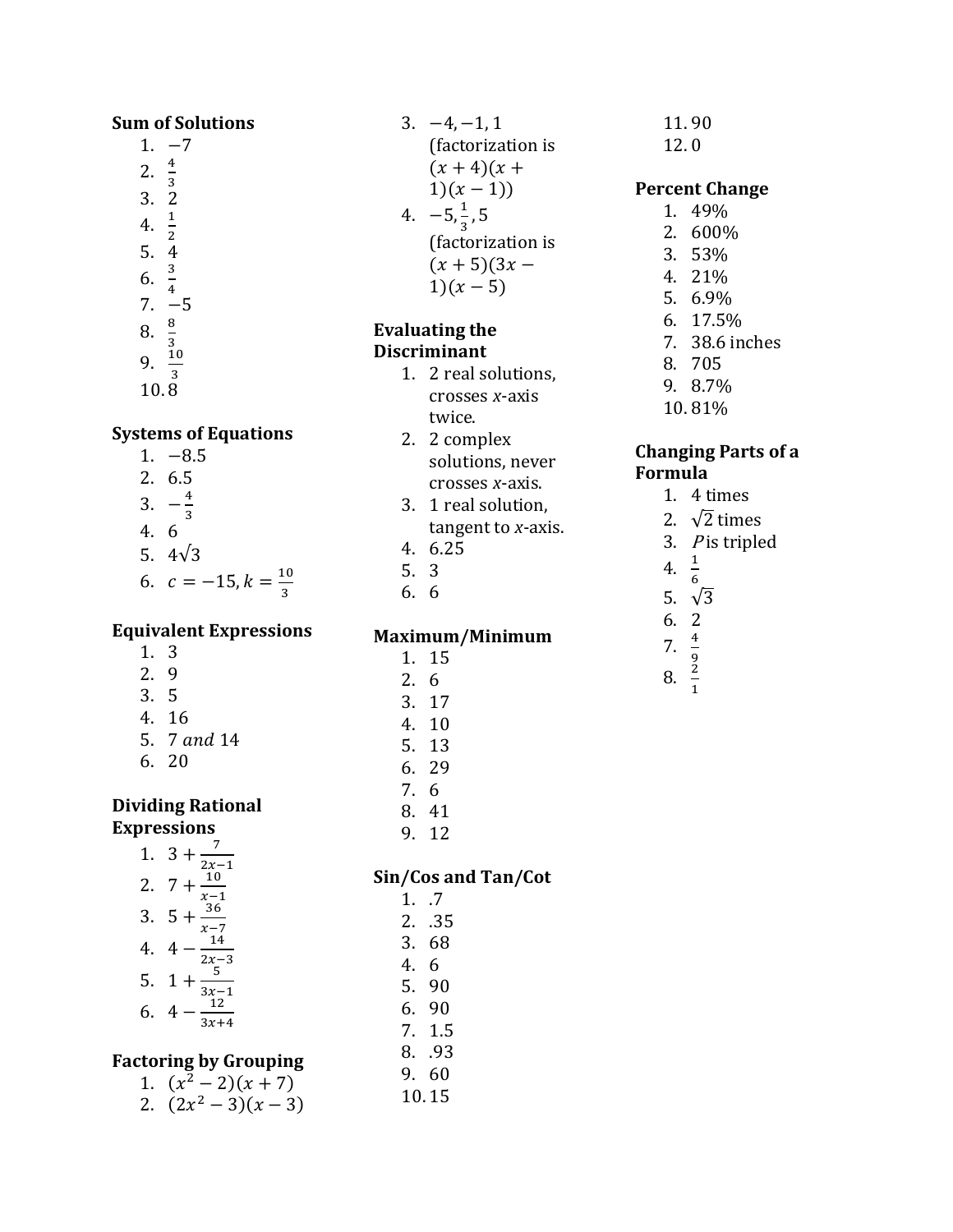**Sum of Solutions**

1. $-7$
2. $\frac{4}{3}$
3. $2$
4. $\frac{1}{2}$
5. $4$
6. $\frac{3}{4}$
7. $-5$
8. $\frac{8}{3}$
9. $\frac{10}{3}$
10. $8$

**Systems of Equations**

1. $-8.5$
2. $6.5$
3. $-\frac{4}{3}$
4. $6$
5. $4\sqrt{3}$
6. $c = -15, k = \frac{10}{3}$

**Equivalent Expressions**

1. $3$
2. $9$
3. $5$
4. $16$
5. $7 \textit{ and } 14$
6. $20$

**Dividing Rational Expressions**

1. $3 + \frac{7}{2x-1}$
2. $7 + \frac{10}{x-1}$
3. $5 + \frac{36}{x-7}$
4. $4 - \frac{14}{2x-3}$
5. $1 + \frac{5}{3x-1}$
6. $4 - \frac{12}{3x+4}$

**Factoring by Grouping**

1. $(x^2 - 2)(x + 7)$
2. $(2x^2 - 3)(x - 3)$
3. $-4, -1, 1$ (factorization is $(x + 4)(x + 1)(x - 1)$)
4. $-5, \frac{1}{3}, 5$ (factorization is $(x + 5)(3x - 1)(x - 5)$)

**Evaluating the Discriminant**

1. 2 real solutions, crosses $x$-axis twice.
2. 2 complex solutions, never crosses $x$-axis.
3. 1 real solution, tangent to $x$-axis.
4. $6.25$
5. $3$
6. $6$

**Maximum/Minimum**

1. $15$
2. $6$
3. $17$
4. $10$
5. $13$
6. $29$
7. $6$
8. $41$
9. $12$

**Sin/Cos and Tan/Cot**

1. $.7$
2. $.35$
3. $68$
4. $6$
5. $90$
6. $90$
7. $1.5$
8. $.93$
9. $60$
10. $15$
11. $90$
12. $0$

**Percent Change**

1. 49%
2. 600%
3. 53%
4. 21%
5. 6.9%
6. 17.5%
7. 38.6 inches
8. 705
9. 8.7%
10. 81%

**Changing Parts of a Formula**

1. 4 times
2. $\sqrt{2}$ times
3. $P$ is tripled
4. $\frac{1}{6}$
5. $\sqrt{3}$
6. $2$
7. $\frac{4}{9}$
8. $\frac{2}{1}$